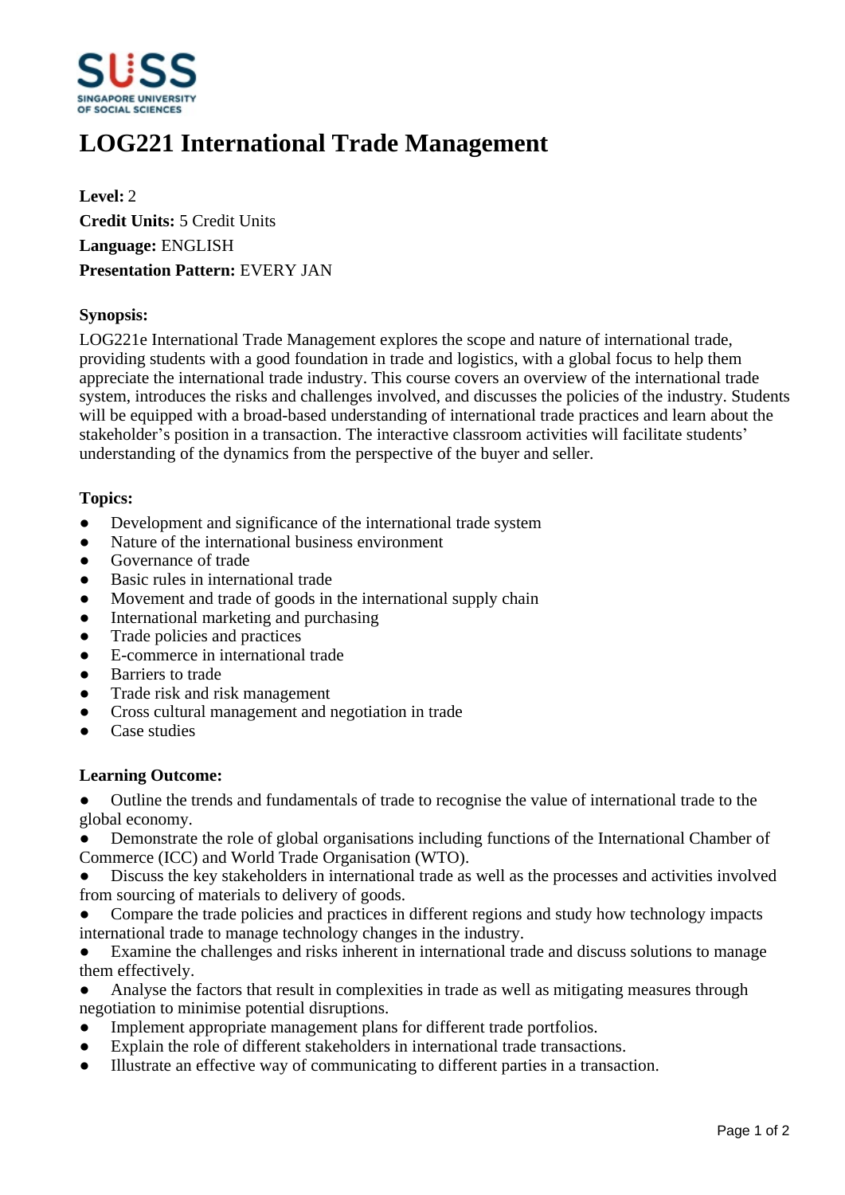# LOG221 International Trade Management

**Level:** 2
**Credit Units:** 5 Credit Units
**Language:** ENGLISH
**Presentation Pattern:** EVERY JAN

**Synopsis:**

LOG221e International Trade Management explores the scope and nature of international trade, providing students with a good foundation in trade and logistics, with a global focus to help them appreciate the international trade industry. This course covers an overview of the international trade system, introduces the risks and challenges involved, and discusses the policies of the industry. Students will be equipped with a broad-based understanding of international trade practices and learn about the stakeholder's position in a transaction. The interactive classroom activities will facilitate students' understanding of the dynamics from the perspective of the buyer and seller.

**Topics:**

- Development and significance of the international trade system
- Nature of the international business environment
- Governance of trade
- Basic rules in international trade
- Movement and trade of goods in the international supply chain
- International marketing and purchasing
- Trade policies and practices
- E-commerce in international trade
- Barriers to trade
- Trade risk and risk management
- Cross cultural management and negotiation in trade
- Case studies

**Learning Outcome:**

- Outline the trends and fundamentals of trade to recognise the value of international trade to the global economy.
- Demonstrate the role of global organisations including functions of the International Chamber of Commerce (ICC) and World Trade Organisation (WTO).
- Discuss the key stakeholders in international trade as well as the processes and activities involved from sourcing of materials to delivery of goods.
- Compare the trade policies and practices in different regions and study how technology impacts international trade to manage technology changes in the industry.
- Examine the challenges and risks inherent in international trade and discuss solutions to manage them effectively.
- Analyse the factors that result in complexities in trade as well as mitigating measures through negotiation to minimise potential disruptions.
- Implement appropriate management plans for different trade portfolios.
- Explain the role of different stakeholders in international trade transactions.
- Illustrate an effective way of communicating to different parties in a transaction.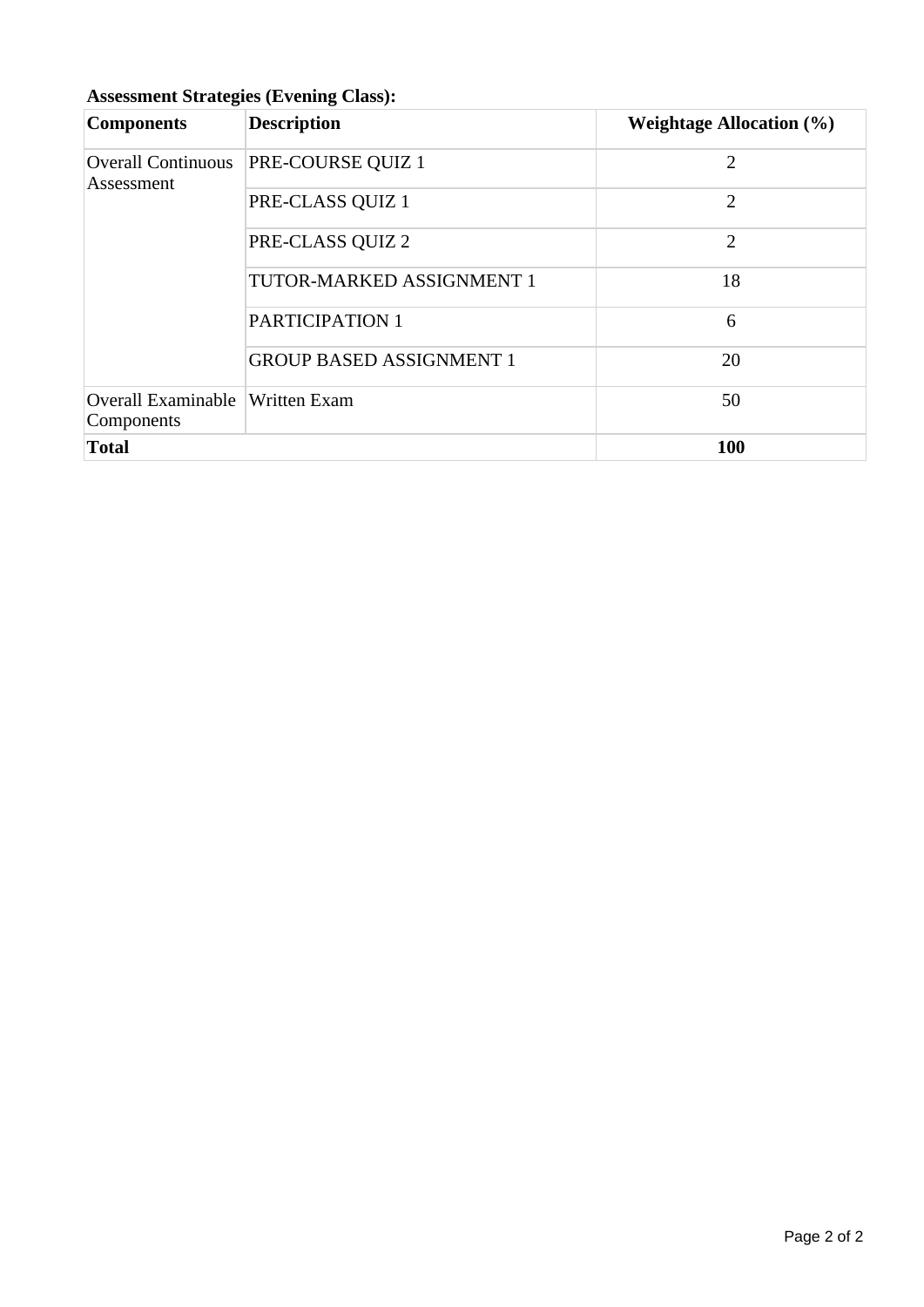**Assessment Strategies (Evening Class):**

| Components | Description | Weightage Allocation (%) |
|---|---|---|
| Overall Continuous Assessment | PRE-COURSE QUIZ 1 | 2 |
| | PRE-CLASS QUIZ 1 | 2 |
| | PRE-CLASS QUIZ 2 | 2 |
| | TUTOR-MARKED ASSIGNMENT 1 | 18 |
| | PARTICIPATION 1 | 6 |
| | GROUP BASED ASSIGNMENT 1 | 20 |
| Overall Examinable Components | Written Exam | 50 |
| **Total** | | **100** |